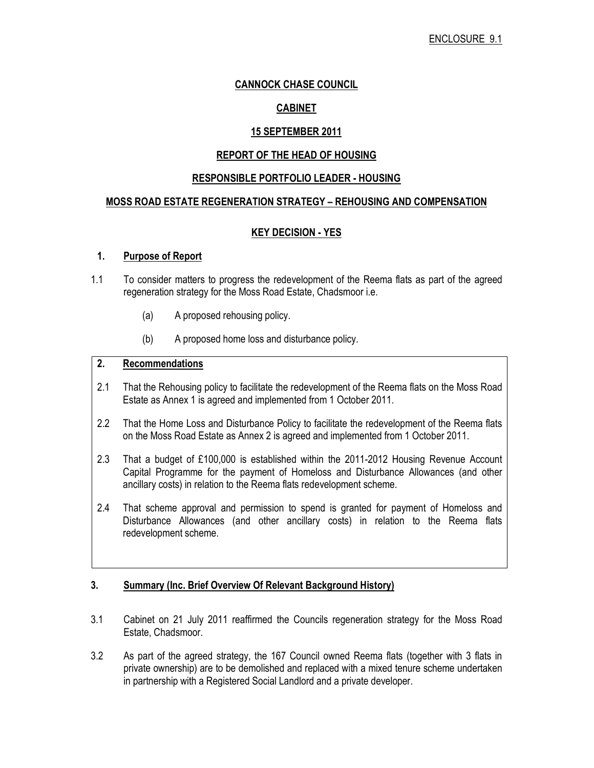ENCLOSURE 9.1

# CANNOCK CHASE COUNCIL

## CABINET

## 15 SEPTEMBER 2011

## REPORT OF THE HEAD OF HOUSING

## RESPONSIBLE PORTFOLIO LEADER - HOUSING

## MOSS ROAD ESTATE REGENERATION STRATEGY – REHOUSING AND COMPENSATION

## KEY DECISION - YES

### 1. Purpose of Report

1.1 To consider matters to progress the redevelopment of the Reema flats as part of the agreed regeneration strategy for the Moss Road Estate, Chadsmoor i.e.

(a) A proposed rehousing policy.

(b) A proposed home loss and disturbance policy.

### 2. Recommendations

2.1 That the Rehousing policy to facilitate the redevelopment of the Reema flats on the Moss Road Estate as Annex 1 is agreed and implemented from 1 October 2011.

2.2 That the Home Loss and Disturbance Policy to facilitate the redevelopment of the Reema flats on the Moss Road Estate as Annex 2 is agreed and implemented from 1 October 2011.

2.3 That a budget of £100,000 is established within the 2011-2012 Housing Revenue Account Capital Programme for the payment of Homeloss and Disturbance Allowances (and other ancillary costs) in relation to the Reema flats redevelopment scheme.

2.4 That scheme approval and permission to spend is granted for payment of Homeloss and Disturbance Allowances (and other ancillary costs) in relation to the Reema flats redevelopment scheme.

### 3. Summary (Inc. Brief Overview Of Relevant Background History)

3.1 Cabinet on 21 July 2011 reaffirmed the Councils regeneration strategy for the Moss Road Estate, Chadsmoor.

3.2 As part of the agreed strategy, the 167 Council owned Reema flats (together with 3 flats in private ownership) are to be demolished and replaced with a mixed tenure scheme undertaken in partnership with a Registered Social Landlord and a private developer.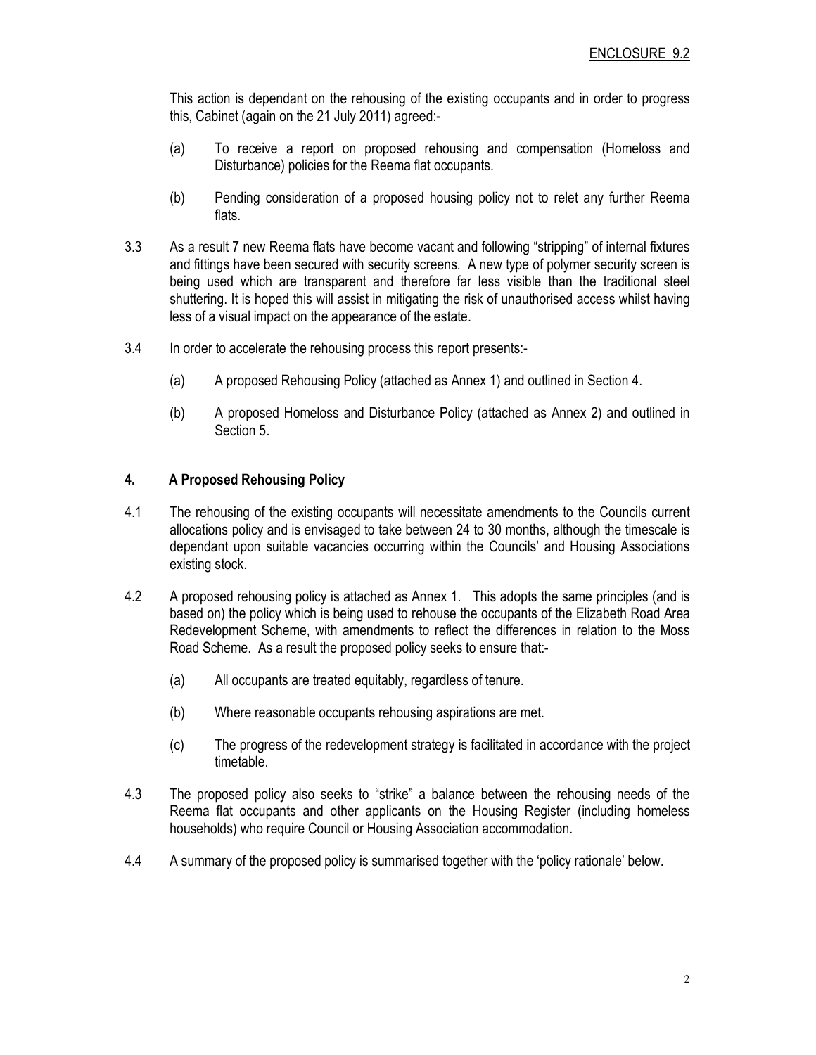ENCLOSURE 9.2

This action is dependant on the rehousing of the existing occupants and in order to progress this, Cabinet (again on the 21 July 2011) agreed:-

(a) To receive a report on proposed rehousing and compensation (Homeloss and Disturbance) policies for the Reema flat occupants.

(b) Pending consideration of a proposed housing policy not to relet any further Reema flats.

3.3 As a result 7 new Reema flats have become vacant and following "stripping" of internal fixtures and fittings have been secured with security screens. A new type of polymer security screen is being used which are transparent and therefore far less visible than the traditional steel shuttering. It is hoped this will assist in mitigating the risk of unauthorised access whilst having less of a visual impact on the appearance of the estate.

3.4 In order to accelerate the rehousing process this report presents:-

(a) A proposed Rehousing Policy (attached as Annex 1) and outlined in Section 4.

(b) A proposed Homeloss and Disturbance Policy (attached as Annex 2) and outlined in Section 5.

## 4. A Proposed Rehousing Policy

4.1 The rehousing of the existing occupants will necessitate amendments to the Councils current allocations policy and is envisaged to take between 24 to 30 months, although the timescale is dependant upon suitable vacancies occurring within the Councils' and Housing Associations existing stock.

4.2 A proposed rehousing policy is attached as Annex 1. This adopts the same principles (and is based on) the policy which is being used to rehouse the occupants of the Elizabeth Road Area Redevelopment Scheme, with amendments to reflect the differences in relation to the Moss Road Scheme. As a result the proposed policy seeks to ensure that:-

(a) All occupants are treated equitably, regardless of tenure.

(b) Where reasonable occupants rehousing aspirations are met.

(c) The progress of the redevelopment strategy is facilitated in accordance with the project timetable.

4.3 The proposed policy also seeks to "strike" a balance between the rehousing needs of the Reema flat occupants and other applicants on the Housing Register (including homeless households) who require Council or Housing Association accommodation.

4.4 A summary of the proposed policy is summarised together with the 'policy rationale' below.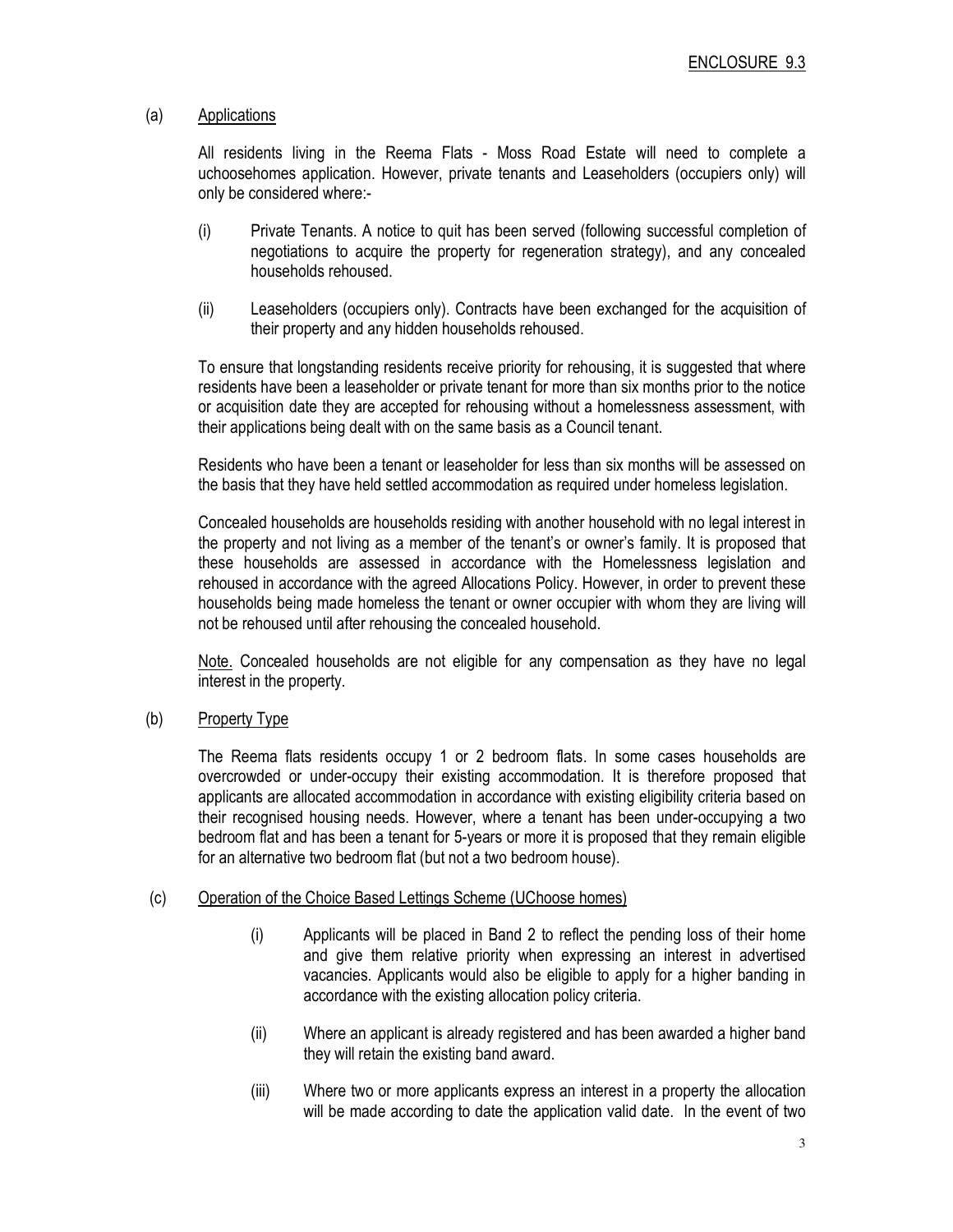ENCLOSURE 9.3

(a) Applications

All residents living in the Reema Flats - Moss Road Estate will need to complete a uchoosehomes application. However, private tenants and Leaseholders (occupiers only) will only be considered where:-

(i) Private Tenants. A notice to quit has been served (following successful completion of negotiations to acquire the property for regeneration strategy), and any concealed households rehoused.

(ii) Leaseholders (occupiers only). Contracts have been exchanged for the acquisition of their property and any hidden households rehoused.

To ensure that longstanding residents receive priority for rehousing, it is suggested that where residents have been a leaseholder or private tenant for more than six months prior to the notice or acquisition date they are accepted for rehousing without a homelessness assessment, with their applications being dealt with on the same basis as a Council tenant.

Residents who have been a tenant or leaseholder for less than six months will be assessed on the basis that they have held settled accommodation as required under homeless legislation.

Concealed households are households residing with another household with no legal interest in the property and not living as a member of the tenant's or owner's family. It is proposed that these households are assessed in accordance with the Homelessness legislation and rehoused in accordance with the agreed Allocations Policy. However, in order to prevent these households being made homeless the tenant or owner occupier with whom they are living will not be rehoused until after rehousing the concealed household.

Note. Concealed households are not eligible for any compensation as they have no legal interest in the property.

(b) Property Type

The Reema flats residents occupy 1 or 2 bedroom flats. In some cases households are overcrowded or under-occupy their existing accommodation. It is therefore proposed that applicants are allocated accommodation in accordance with existing eligibility criteria based on their recognised housing needs. However, where a tenant has been under-occupying a two bedroom flat and has been a tenant for 5-years or more it is proposed that they remain eligible for an alternative two bedroom flat (but not a two bedroom house).

(c) Operation of the Choice Based Lettings Scheme (UChoose homes)

(i) Applicants will be placed in Band 2 to reflect the pending loss of their home and give them relative priority when expressing an interest in advertised vacancies. Applicants would also be eligible to apply for a higher banding in accordance with the existing allocation policy criteria.

(ii) Where an applicant is already registered and has been awarded a higher band they will retain the existing band award.

(iii) Where two or more applicants express an interest in a property the allocation will be made according to date the application valid date. In the event of two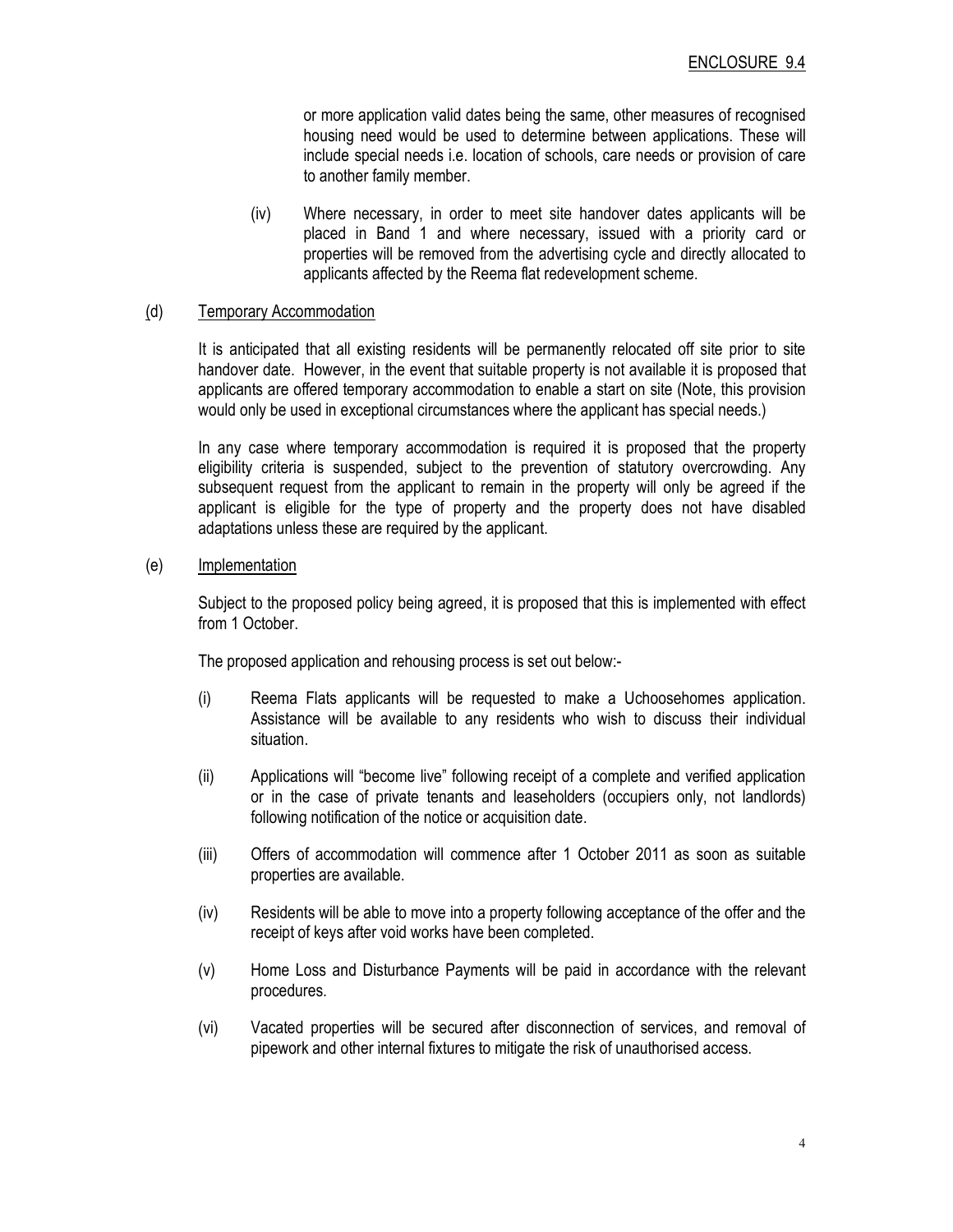or more application valid dates being the same, other measures of recognised housing need would be used to determine between applications. These will include special needs i.e. location of schools, care needs or provision of care to another family member.

(iv) Where necessary, in order to meet site handover dates applicants will be placed in Band 1 and where necessary, issued with a priority card or properties will be removed from the advertising cycle and directly allocated to applicants affected by the Reema flat redevelopment scheme.

(d) Temporary Accommodation

It is anticipated that all existing residents will be permanently relocated off site prior to site handover date. However, in the event that suitable property is not available it is proposed that applicants are offered temporary accommodation to enable a start on site (Note, this provision would only be used in exceptional circumstances where the applicant has special needs.)

In any case where temporary accommodation is required it is proposed that the property eligibility criteria is suspended, subject to the prevention of statutory overcrowding. Any subsequent request from the applicant to remain in the property will only be agreed if the applicant is eligible for the type of property and the property does not have disabled adaptations unless these are required by the applicant.

(e) Implementation

Subject to the proposed policy being agreed, it is proposed that this is implemented with effect from 1 October.

The proposed application and rehousing process is set out below:-

(i) Reema Flats applicants will be requested to make a Uchoosehomes application. Assistance will be available to any residents who wish to discuss their individual situation.

(ii) Applications will "become live" following receipt of a complete and verified application or in the case of private tenants and leaseholders (occupiers only, not landlords) following notification of the notice or acquisition date.

(iii) Offers of accommodation will commence after 1 October 2011 as soon as suitable properties are available.

(iv) Residents will be able to move into a property following acceptance of the offer and the receipt of keys after void works have been completed.

(v) Home Loss and Disturbance Payments will be paid in accordance with the relevant procedures.

(vi) Vacated properties will be secured after disconnection of services, and removal of pipework and other internal fixtures to mitigate the risk of unauthorised access.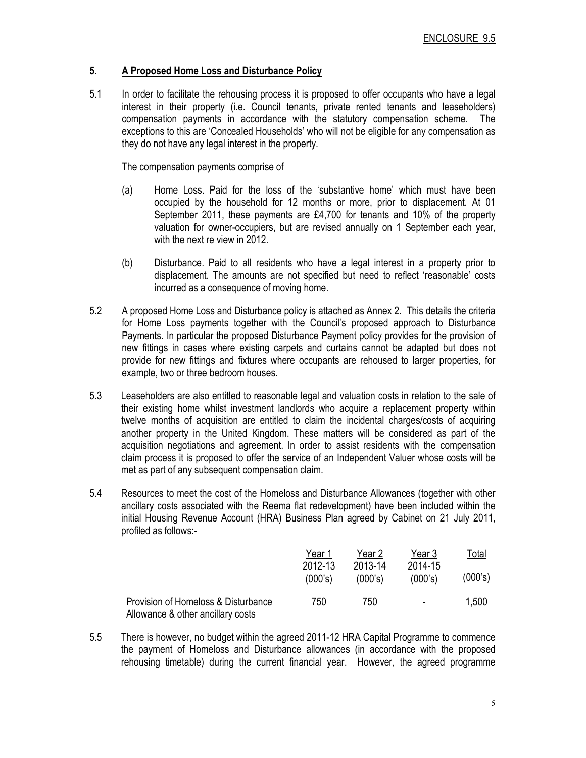ENCLOSURE 9.5

## 5. A Proposed Home Loss and Disturbance Policy

5.1 In order to facilitate the rehousing process it is proposed to offer occupants who have a legal interest in their property (i.e. Council tenants, private rented tenants and leaseholders) compensation payments in accordance with the statutory compensation scheme. The exceptions to this are 'Concealed Households' who will not be eligible for any compensation as they do not have any legal interest in the property.

The compensation payments comprise of

(a) Home Loss. Paid for the loss of the 'substantive home' which must have been occupied by the household for 12 months or more, prior to displacement. At 01 September 2011, these payments are £4,700 for tenants and 10% of the property valuation for owner-occupiers, but are revised annually on 1 September each year, with the next re view in 2012.

(b) Disturbance. Paid to all residents who have a legal interest in a property prior to displacement. The amounts are not specified but need to reflect 'reasonable' costs incurred as a consequence of moving home.

5.2 A proposed Home Loss and Disturbance policy is attached as Annex 2. This details the criteria for Home Loss payments together with the Council's proposed approach to Disturbance Payments. In particular the proposed Disturbance Payment policy provides for the provision of new fittings in cases where existing carpets and curtains cannot be adapted but does not provide for new fittings and fixtures where occupants are rehoused to larger properties, for example, two or three bedroom houses.

5.3 Leaseholders are also entitled to reasonable legal and valuation costs in relation to the sale of their existing home whilst investment landlords who acquire a replacement property within twelve months of acquisition are entitled to claim the incidental charges/costs of acquiring another property in the United Kingdom. These matters will be considered as part of the acquisition negotiations and agreement. In order to assist residents with the compensation claim process it is proposed to offer the service of an Independent Valuer whose costs will be met as part of any subsequent compensation claim.

5.4 Resources to meet the cost of the Homeloss and Disturbance Allowances (together with other ancillary costs associated with the Reema flat redevelopment) have been included within the initial Housing Revenue Account (HRA) Business Plan agreed by Cabinet on 21 July 2011, profiled as follows:-

| | Year 1 2012-13 (000's) | Year 2 2013-14 (000's) | Year 3 2014-15 (000's) | Total (000's) |
|---|---|---|---|---|
| Provision of Homeloss & Disturbance Allowance & other ancillary costs | 750 | 750 | - | 1,500 |

5.5 There is however, no budget within the agreed 2011-12 HRA Capital Programme to commence the payment of Homeloss and Disturbance allowances (in accordance with the proposed rehousing timetable) during the current financial year. However, the agreed programme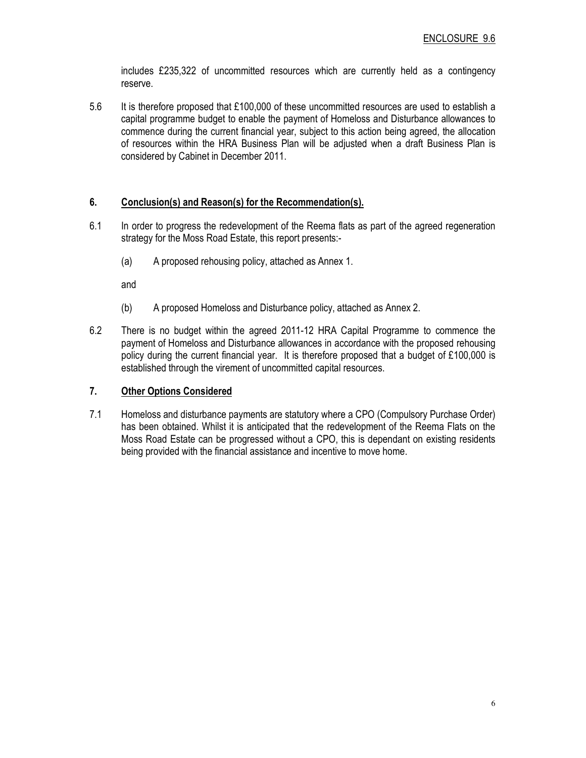includes £235,322 of uncommitted resources which are currently held as a contingency reserve.

5.6 It is therefore proposed that £100,000 of these uncommitted resources are used to establish a capital programme budget to enable the payment of Homeloss and Disturbance allowances to commence during the current financial year, subject to this action being agreed, the allocation of resources within the HRA Business Plan will be adjusted when a draft Business Plan is considered by Cabinet in December 2011.

## 6. Conclusion(s) and Reason(s) for the Recommendation(s).

6.1 In order to progress the redevelopment of the Reema flats as part of the agreed regeneration strategy for the Moss Road Estate, this report presents:-

(a) A proposed rehousing policy, attached as Annex 1.

and

(b) A proposed Homeloss and Disturbance policy, attached as Annex 2.

6.2 There is no budget within the agreed 2011-12 HRA Capital Programme to commence the payment of Homeloss and Disturbance allowances in accordance with the proposed rehousing policy during the current financial year. It is therefore proposed that a budget of £100,000 is established through the virement of uncommitted capital resources.

## 7. Other Options Considered

7.1 Homeloss and disturbance payments are statutory where a CPO (Compulsory Purchase Order) has been obtained. Whilst it is anticipated that the redevelopment of the Reema Flats on the Moss Road Estate can be progressed without a CPO, this is dependant on existing residents being provided with the financial assistance and incentive to move home.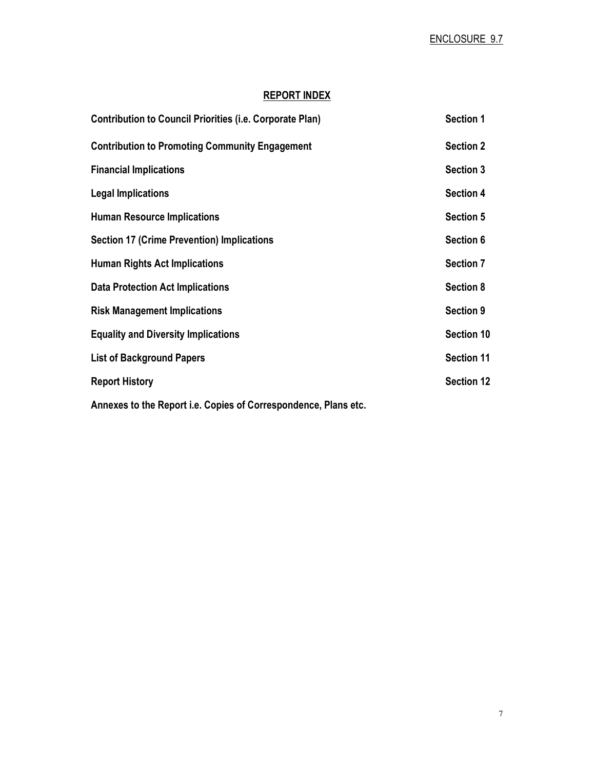ENCLOSURE 9.7

## REPORT INDEX

| | |
|---|---|
| **Contribution to Council Priorities (i.e. Corporate Plan)** | **Section 1** |
| **Contribution to Promoting Community Engagement** | **Section 2** |
| **Financial Implications** | **Section 3** |
| **Legal Implications** | **Section 4** |
| **Human Resource Implications** | **Section 5** |
| **Section 17 (Crime Prevention) Implications** | **Section 6** |
| **Human Rights Act Implications** | **Section 7** |
| **Data Protection Act Implications** | **Section 8** |
| **Risk Management Implications** | **Section 9** |
| **Equality and Diversity Implications** | **Section 10** |
| **List of Background Papers** | **Section 11** |
| **Report History** | **Section 12** |

**Annexes to the Report i.e. Copies of Correspondence, Plans etc.**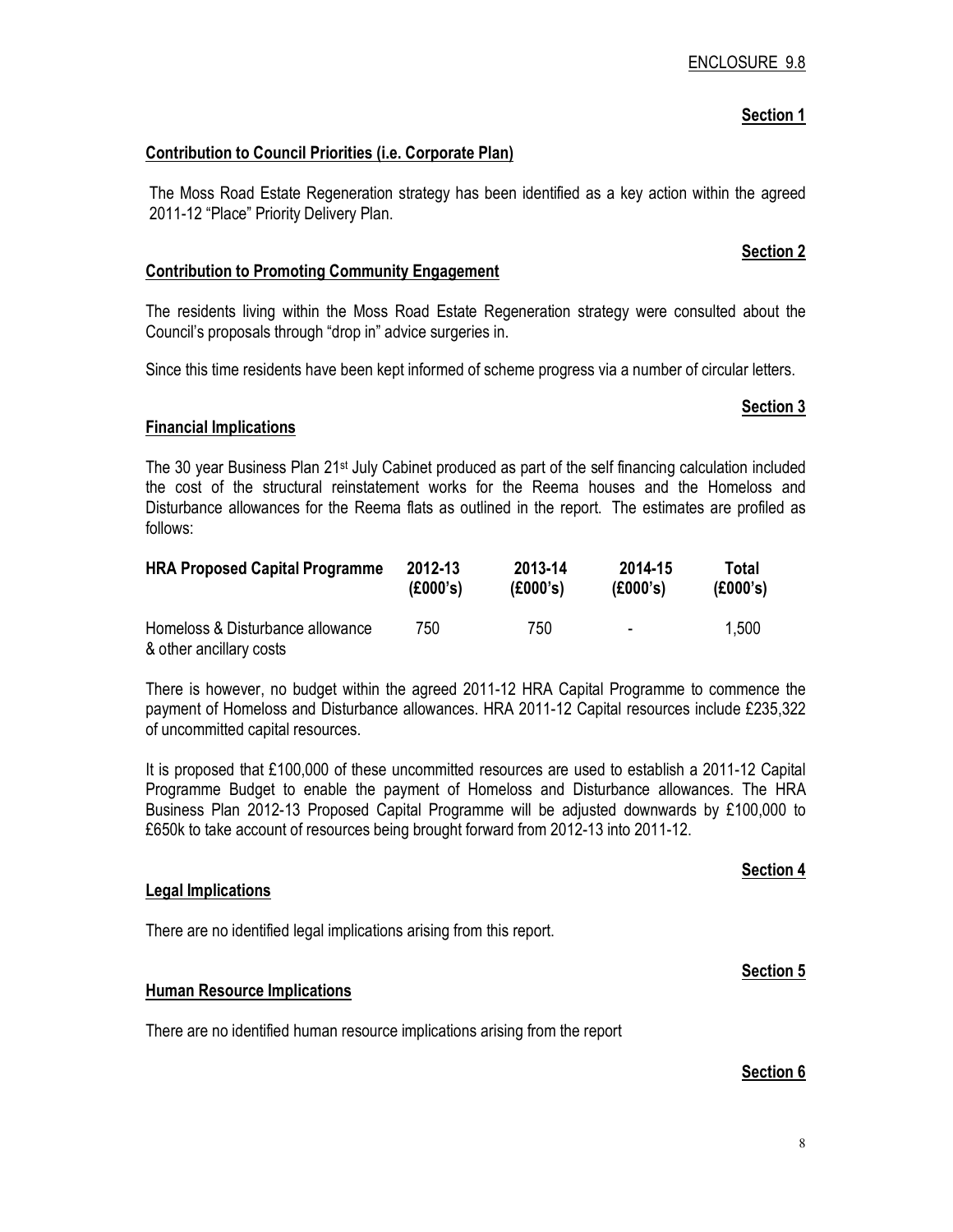ENCLOSURE 9.8

**Section 1**

**Contribution to Council Priorities (i.e. Corporate Plan)**

The Moss Road Estate Regeneration strategy has been identified as a key action within the agreed 2011-12 "Place" Priority Delivery Plan.

**Section 2**

**Contribution to Promoting Community Engagement**

The residents living within the Moss Road Estate Regeneration strategy were consulted about the Council's proposals through "drop in" advice surgeries in.

Since this time residents have been kept informed of scheme progress via a number of circular letters.

**Section 3**

**Financial Implications**

The 30 year Business Plan 21st July Cabinet produced as part of the self financing calculation included the cost of the structural reinstatement works for the Reema houses and the Homeloss and Disturbance allowances for the Reema flats as outlined in the report. The estimates are profiled as follows:

| HRA Proposed Capital Programme | 2012-13 (£000's) | 2013-14 (£000's) | 2014-15 (£000's) | Total (£000's) |
|---|---|---|---|---|
| Homeloss & Disturbance allowance & other ancillary costs | 750 | 750 | - | 1,500 |

There is however, no budget within the agreed 2011-12 HRA Capital Programme to commence the payment of Homeloss and Disturbance allowances. HRA 2011-12 Capital resources include £235,322 of uncommitted capital resources.

It is proposed that £100,000 of these uncommitted resources are used to establish a 2011-12 Capital Programme Budget to enable the payment of Homeloss and Disturbance allowances. The HRA Business Plan 2012-13 Proposed Capital Programme will be adjusted downwards by £100,000 to £650k to take account of resources being brought forward from 2012-13 into 2011-12.

**Section 4**

**Legal Implications**

There are no identified legal implications arising from this report.

**Section 5**

**Human Resource Implications**

There are no identified human resource implications arising from the report

**Section 6**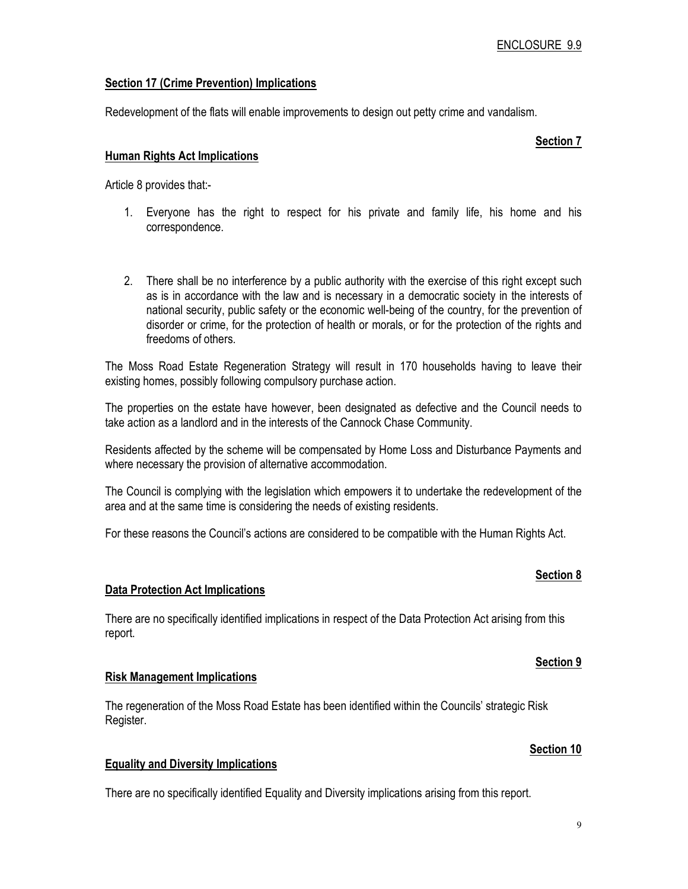ENCLOSURE 9.9

**Section 17 (Crime Prevention) Implications**

Redevelopment of the flats will enable improvements to design out petty crime and vandalism.

**Section 7**

**Human Rights Act Implications**

Article 8 provides that:-

1. Everyone has the right to respect for his private and family life, his home and his correspondence.

2. There shall be no interference by a public authority with the exercise of this right except such as is in accordance with the law and is necessary in a democratic society in the interests of national security, public safety or the economic well-being of the country, for the prevention of disorder or crime, for the protection of health or morals, or for the protection of the rights and freedoms of others.

The Moss Road Estate Regeneration Strategy will result in 170 households having to leave their existing homes, possibly following compulsory purchase action.

The properties on the estate have however, been designated as defective and the Council needs to take action as a landlord and in the interests of the Cannock Chase Community.

Residents affected by the scheme will be compensated by Home Loss and Disturbance Payments and where necessary the provision of alternative accommodation.

The Council is complying with the legislation which empowers it to undertake the redevelopment of the area and at the same time is considering the needs of existing residents.

For these reasons the Council's actions are considered to be compatible with the Human Rights Act.

**Section 8**

**Data Protection Act Implications**

There are no specifically identified implications in respect of the Data Protection Act arising from this report.

**Section 9**

**Risk Management Implications**

The regeneration of the Moss Road Estate has been identified within the Councils' strategic Risk Register.

**Section 10**

**Equality and Diversity Implications**

There are no specifically identified Equality and Diversity implications arising from this report.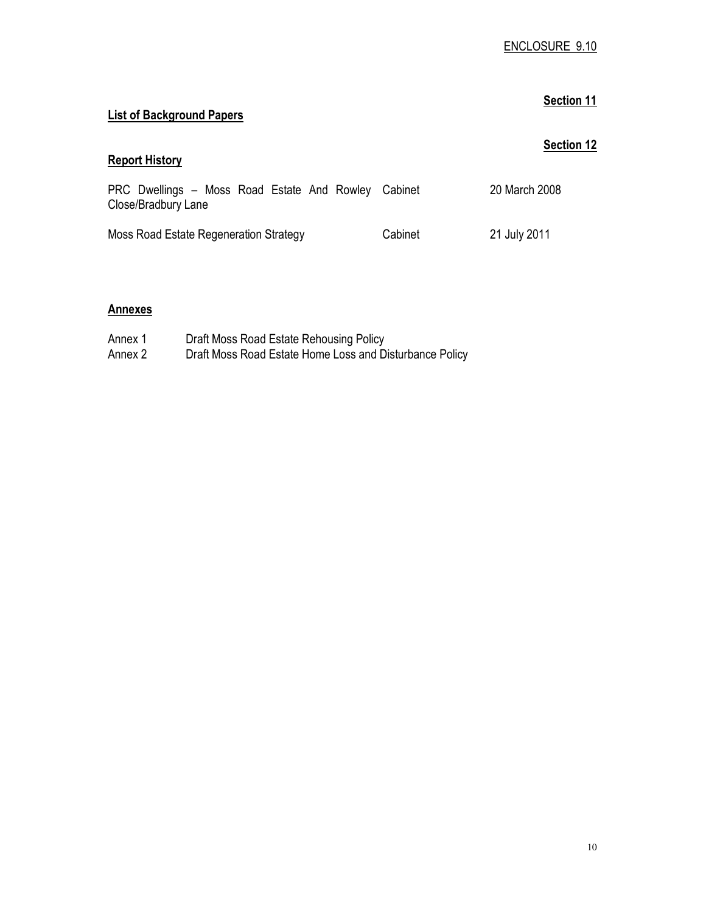ENCLOSURE 9.10

**Section 11**

## List of Background Papers

**Section 12**

## Report History

| | | |
|---|---|---|
| PRC Dwellings – Moss Road Estate And Rowley Close/Bradbury Lane | Cabinet | 20 March 2008 |
| Moss Road Estate Regeneration Strategy | Cabinet | 21 July 2011 |

## Annexes

Annex 1 Draft Moss Road Estate Rehousing Policy
Annex 2 Draft Moss Road Estate Home Loss and Disturbance Policy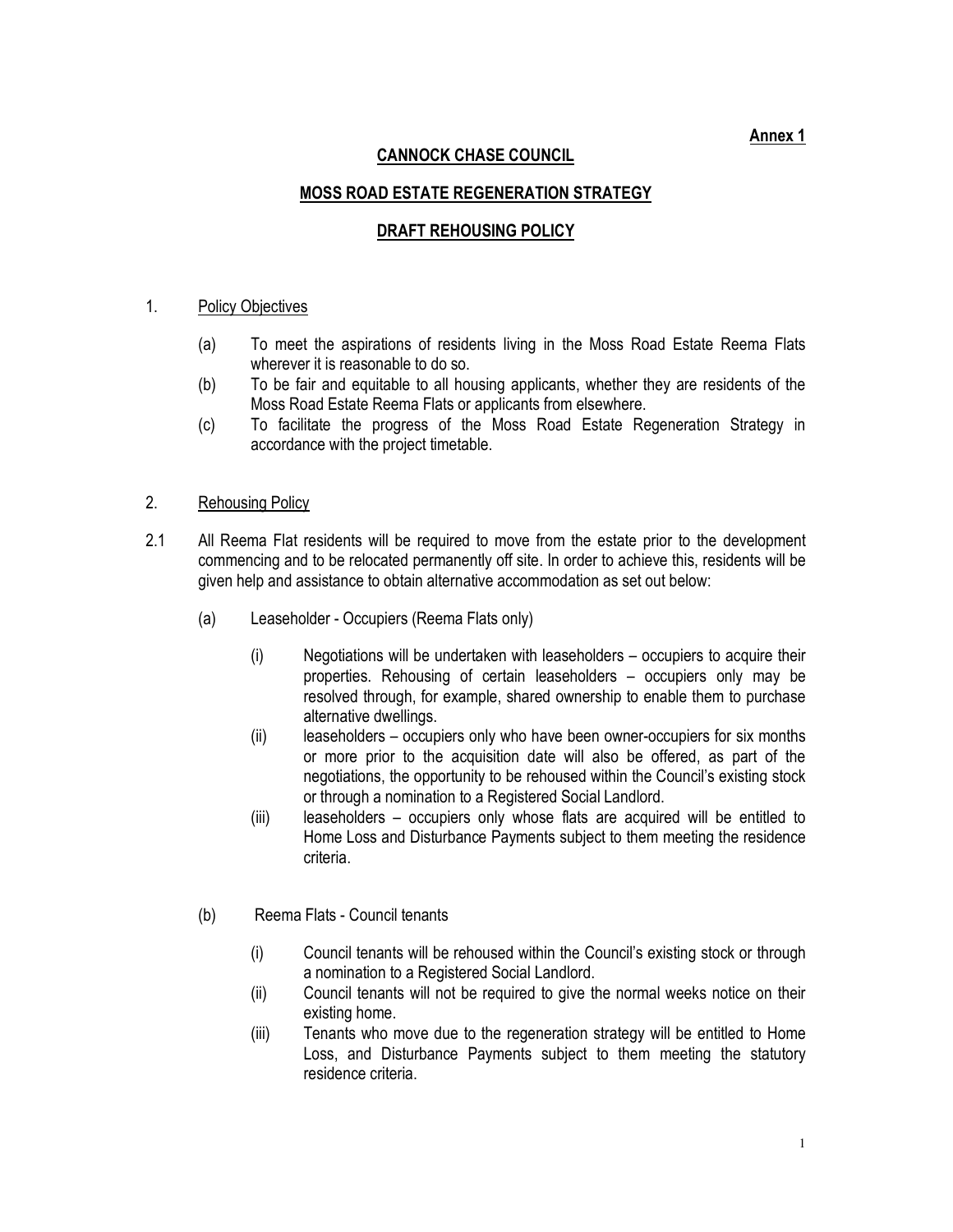**Annex 1**

# CANNOCK CHASE COUNCIL

## MOSS ROAD ESTATE REGENERATION STRATEGY

## DRAFT REHOUSING POLICY

1. Policy Objectives

   (a) To meet the aspirations of residents living in the Moss Road Estate Reema Flats wherever it is reasonable to do so.

   (b) To be fair and equitable to all housing applicants, whether they are residents of the Moss Road Estate Reema Flats or applicants from elsewhere.

   (c) To facilitate the progress of the Moss Road Estate Regeneration Strategy in accordance with the project timetable.

2. Rehousing Policy

2.1 All Reema Flat residents will be required to move from the estate prior to the development commencing and to be relocated permanently off site. In order to achieve this, residents will be given help and assistance to obtain alternative accommodation as set out below:

   (a) Leaseholder - Occupiers (Reema Flats only)

      (i) Negotiations will be undertaken with leaseholders – occupiers to acquire their properties. Rehousing of certain leaseholders – occupiers only may be resolved through, for example, shared ownership to enable them to purchase alternative dwellings.

      (ii) leaseholders – occupiers only who have been owner-occupiers for six months or more prior to the acquisition date will also be offered, as part of the negotiations, the opportunity to be rehoused within the Council's existing stock or through a nomination to a Registered Social Landlord.

      (iii) leaseholders – occupiers only whose flats are acquired will be entitled to Home Loss and Disturbance Payments subject to them meeting the residence criteria.

   (b) Reema Flats - Council tenants

      (i) Council tenants will be rehoused within the Council's existing stock or through a nomination to a Registered Social Landlord.

      (ii) Council tenants will not be required to give the normal weeks notice on their existing home.

      (iii) Tenants who move due to the regeneration strategy will be entitled to Home Loss, and Disturbance Payments subject to them meeting the statutory residence criteria.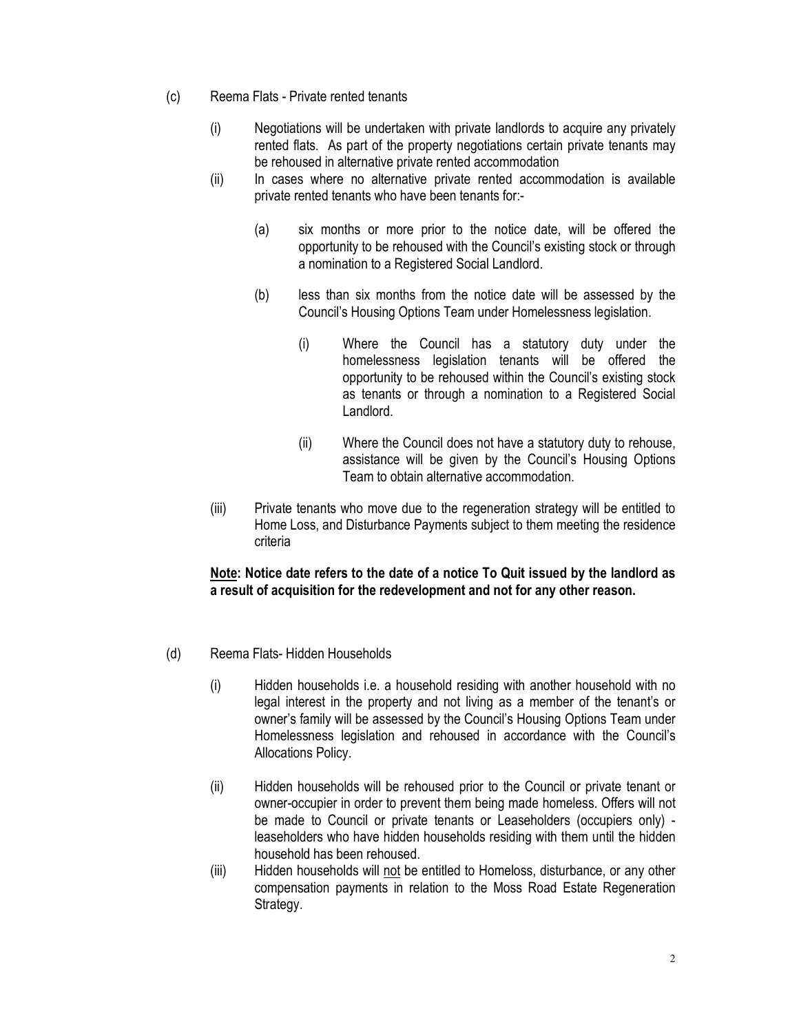(c) Reema Flats - Private rented tenants

(i) Negotiations will be undertaken with private landlords to acquire any privately rented flats. As part of the property negotiations certain private tenants may be rehoused in alternative private rented accommodation

(ii) In cases where no alternative private rented accommodation is available private rented tenants who have been tenants for:-

(a) six months or more prior to the notice date, will be offered the opportunity to be rehoused with the Council's existing stock or through a nomination to a Registered Social Landlord.

(b) less than six months from the notice date will be assessed by the Council's Housing Options Team under Homelessness legislation.

(i) Where the Council has a statutory duty under the homelessness legislation tenants will be offered the opportunity to be rehoused within the Council's existing stock as tenants or through a nomination to a Registered Social Landlord.

(ii) Where the Council does not have a statutory duty to rehouse, assistance will be given by the Council's Housing Options Team to obtain alternative accommodation.

(iii) Private tenants who move due to the regeneration strategy will be entitled to Home Loss, and Disturbance Payments subject to them meeting the residence criteria

**<u>Note</u>: Notice date refers to the date of a notice To Quit issued by the landlord as a result of acquisition for the redevelopment and not for any other reason.**

(d) Reema Flats- Hidden Households

(i) Hidden households i.e. a household residing with another household with no legal interest in the property and not living as a member of the tenant's or owner's family will be assessed by the Council's Housing Options Team under Homelessness legislation and rehoused in accordance with the Council's Allocations Policy.

(ii) Hidden households will be rehoused prior to the Council or private tenant or owner-occupier in order to prevent them being made homeless. Offers will not be made to Council or private tenants or Leaseholders (occupiers only) - leaseholders who have hidden households residing with them until the hidden household has been rehoused.

(iii) Hidden households will <u>not</u> be entitled to Homeloss, disturbance, or any other compensation payments in relation to the Moss Road Estate Regeneration Strategy.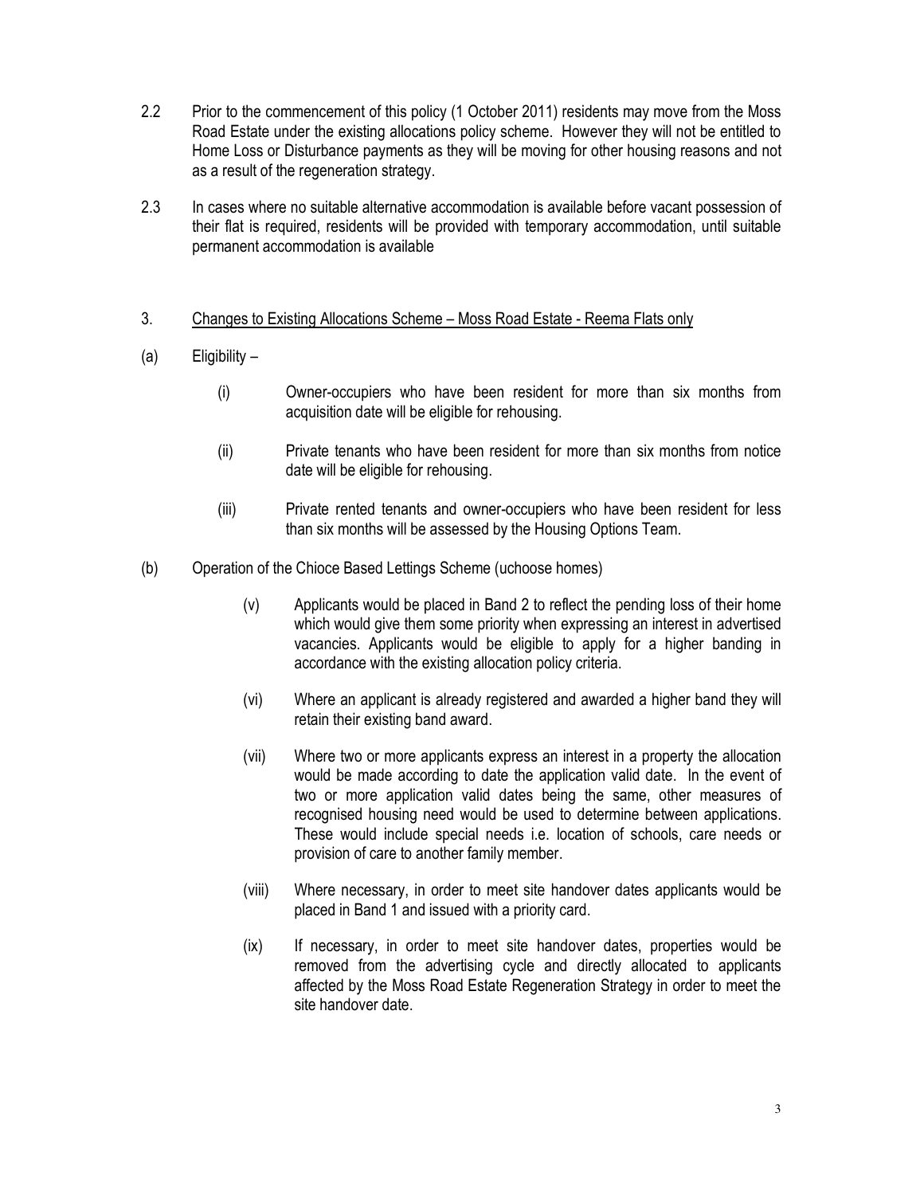2.2 Prior to the commencement of this policy (1 October 2011) residents may move from the Moss Road Estate under the existing allocations policy scheme. However they will not be entitled to Home Loss or Disturbance payments as they will be moving for other housing reasons and not as a result of the regeneration strategy.

2.3 In cases where no suitable alternative accommodation is available before vacant possession of their flat is required, residents will be provided with temporary accommodation, until suitable permanent accommodation is available

3. <u>Changes to Existing Allocations Scheme – Moss Road Estate - Reema Flats only</u>

(a) Eligibility –

(i) Owner-occupiers who have been resident for more than six months from acquisition date will be eligible for rehousing.

(ii) Private tenants who have been resident for more than six months from notice date will be eligible for rehousing.

(iii) Private rented tenants and owner-occupiers who have been resident for less than six months will be assessed by the Housing Options Team.

(b) Operation of the Chioce Based Lettings Scheme (uchoose homes)

(v) Applicants would be placed in Band 2 to reflect the pending loss of their home which would give them some priority when expressing an interest in advertised vacancies. Applicants would be eligible to apply for a higher banding in accordance with the existing allocation policy criteria.

(vi) Where an applicant is already registered and awarded a higher band they will retain their existing band award.

(vii) Where two or more applicants express an interest in a property the allocation would be made according to date the application valid date. In the event of two or more application valid dates being the same, other measures of recognised housing need would be used to determine between applications. These would include special needs i.e. location of schools, care needs or provision of care to another family member.

(viii) Where necessary, in order to meet site handover dates applicants would be placed in Band 1 and issued with a priority card.

(ix) If necessary, in order to meet site handover dates, properties would be removed from the advertising cycle and directly allocated to applicants affected by the Moss Road Estate Regeneration Strategy in order to meet the site handover date.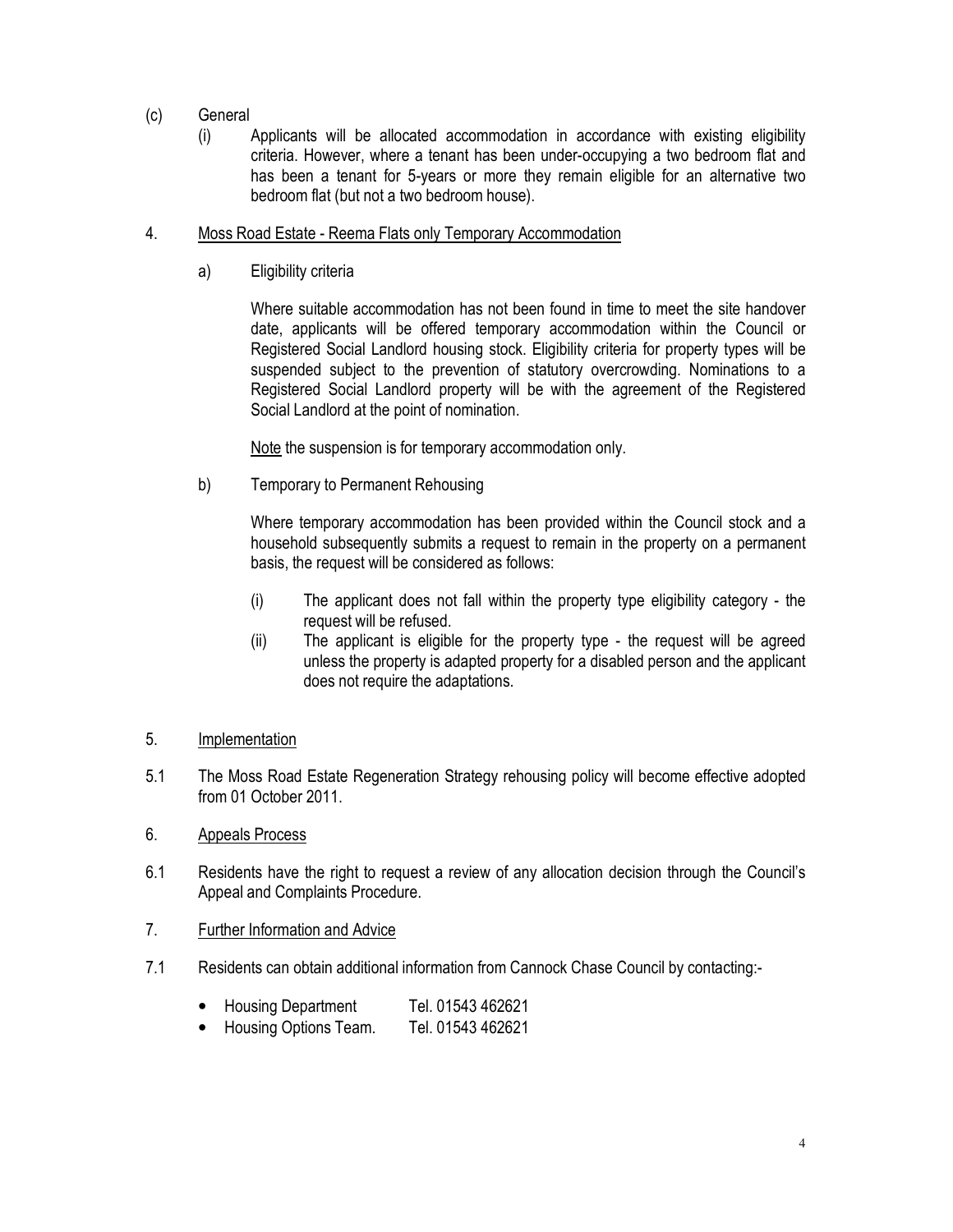(c) General

(i) Applicants will be allocated accommodation in accordance with existing eligibility criteria. However, where a tenant has been under-occupying a two bedroom flat and has been a tenant for 5-years or more they remain eligible for an alternative two bedroom flat (but not a two bedroom house).

4. <u>Moss Road Estate - Reema Flats only Temporary Accommodation</u>

a) Eligibility criteria

Where suitable accommodation has not been found in time to meet the site handover date, applicants will be offered temporary accommodation within the Council or Registered Social Landlord housing stock. Eligibility criteria for property types will be suspended subject to the prevention of statutory overcrowding. Nominations to a Registered Social Landlord property will be with the agreement of the Registered Social Landlord at the point of nomination.

<u>Note</u> the suspension is for temporary accommodation only.

b) Temporary to Permanent Rehousing

Where temporary accommodation has been provided within the Council stock and a household subsequently submits a request to remain in the property on a permanent basis, the request will be considered as follows:

(i) The applicant does not fall within the property type eligibility category - the request will be refused.

(ii) The applicant is eligible for the property type - the request will be agreed unless the property is adapted property for a disabled person and the applicant does not require the adaptations.

5. <u>Implementation</u>

5.1 The Moss Road Estate Regeneration Strategy rehousing policy will become effective adopted from 01 October 2011.

6. <u>Appeals Process</u>

6.1 Residents have the right to request a review of any allocation decision through the Council's Appeal and Complaints Procedure.

7. <u>Further Information and Advice</u>

7.1 Residents can obtain additional information from Cannock Chase Council by contacting:-

- Housing Department Tel. 01543 462621
- Housing Options Team. Tel. 01543 462621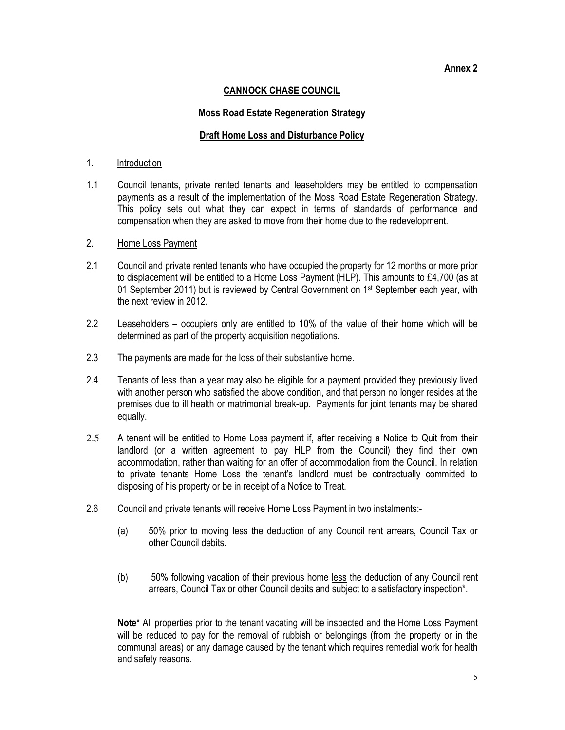**Annex 2**

# CANNOCK CHASE COUNCIL

## Moss Road Estate Regeneration Strategy

## Draft Home Loss and Disturbance Policy

1. Introduction

1.1 Council tenants, private rented tenants and leaseholders may be entitled to compensation payments as a result of the implementation of the Moss Road Estate Regeneration Strategy. This policy sets out what they can expect in terms of standards of performance and compensation when they are asked to move from their home due to the redevelopment.

2. Home Loss Payment

2.1 Council and private rented tenants who have occupied the property for 12 months or more prior to displacement will be entitled to a Home Loss Payment (HLP). This amounts to £4,700 (as at 01 September 2011) but is reviewed by Central Government on 1st September each year, with the next review in 2012.

2.2 Leaseholders – occupiers only are entitled to 10% of the value of their home which will be determined as part of the property acquisition negotiations.

2.3 The payments are made for the loss of their substantive home.

2.4 Tenants of less than a year may also be eligible for a payment provided they previously lived with another person who satisfied the above condition, and that person no longer resides at the premises due to ill health or matrimonial break-up. Payments for joint tenants may be shared equally.

2.5 A tenant will be entitled to Home Loss payment if, after receiving a Notice to Quit from their landlord (or a written agreement to pay HLP from the Council) they find their own accommodation, rather than waiting for an offer of accommodation from the Council. In relation to private tenants Home Loss the tenant's landlord must be contractually committed to disposing of his property or be in receipt of a Notice to Treat.

2.6 Council and private tenants will receive Home Loss Payment in two instalments:-

(a) 50% prior to moving less the deduction of any Council rent arrears, Council Tax or other Council debits.

(b) 50% following vacation of their previous home less the deduction of any Council rent arrears, Council Tax or other Council debits and subject to a satisfactory inspection*.

**Note*** All properties prior to the tenant vacating will be inspected and the Home Loss Payment will be reduced to pay for the removal of rubbish or belongings (from the property or in the communal areas) or any damage caused by the tenant which requires remedial work for health and safety reasons.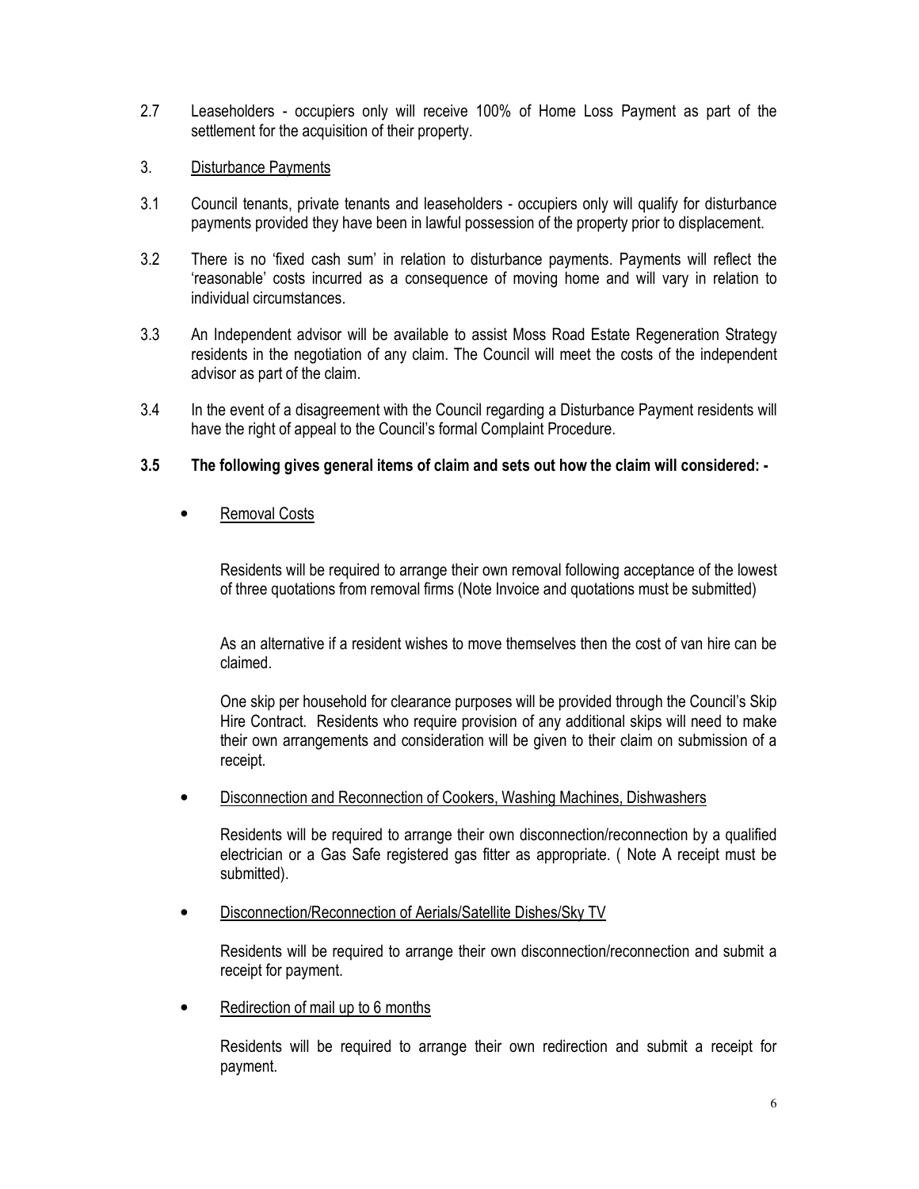2.7 Leaseholders - occupiers only will receive 100% of Home Loss Payment as part of the settlement for the acquisition of their property.

3. Disturbance Payments

3.1 Council tenants, private tenants and leaseholders - occupiers only will qualify for disturbance payments provided they have been in lawful possession of the property prior to displacement.

3.2 There is no 'fixed cash sum' in relation to disturbance payments. Payments will reflect the 'reasonable' costs incurred as a consequence of moving home and will vary in relation to individual circumstances.

3.3 An Independent advisor will be available to assist Moss Road Estate Regeneration Strategy residents in the negotiation of any claim. The Council will meet the costs of the independent advisor as part of the claim.

3.4 In the event of a disagreement with the Council regarding a Disturbance Payment residents will have the right of appeal to the Council's formal Complaint Procedure.

**3.5 The following gives general items of claim and sets out how the claim will considered: -**

- Removal Costs

  Residents will be required to arrange their own removal following acceptance of the lowest of three quotations from removal firms (Note Invoice and quotations must be submitted)

  As an alternative if a resident wishes to move themselves then the cost of van hire can be claimed.

  One skip per household for clearance purposes will be provided through the Council's Skip Hire Contract. Residents who require provision of any additional skips will need to make their own arrangements and consideration will be given to their claim on submission of a receipt.

- Disconnection and Reconnection of Cookers, Washing Machines, Dishwashers

  Residents will be required to arrange their own disconnection/reconnection by a qualified electrician or a Gas Safe registered gas fitter as appropriate. ( Note A receipt must be submitted).

- Disconnection/Reconnection of Aerials/Satellite Dishes/Sky TV

  Residents will be required to arrange their own disconnection/reconnection and submit a receipt for payment.

- Redirection of mail up to 6 months

  Residents will be required to arrange their own redirection and submit a receipt for payment.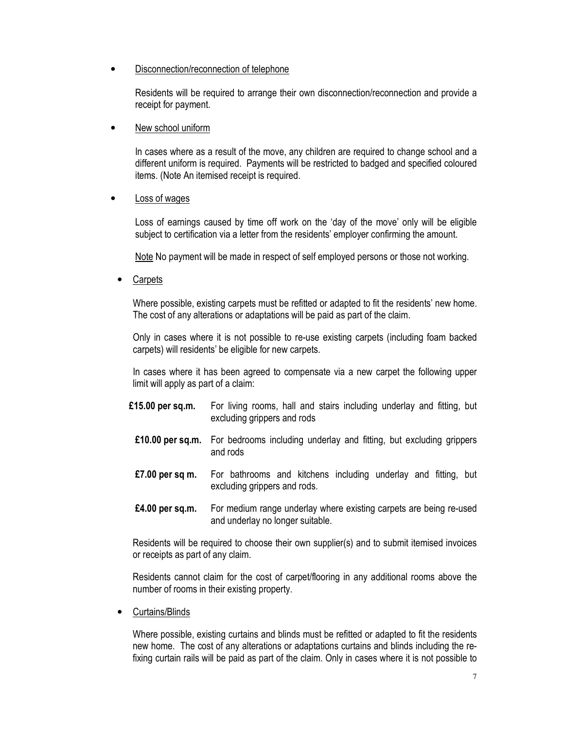- <u>Disconnection/reconnection of telephone</u>

  Residents will be required to arrange their own disconnection/reconnection and provide a receipt for payment.

- <u>New school uniform</u>

  In cases where as a result of the move, any children are required to change school and a different uniform is required. Payments will be restricted to badged and specified coloured items. (Note An itemised receipt is required.

- <u>Loss of wages</u>

  Loss of earnings caused by time off work on the 'day of the move' only will be eligible subject to certification via a letter from the residents' employer confirming the amount.

  <u>Note</u> No payment will be made in respect of self employed persons or those not working.

- <u>Carpets</u>

  Where possible, existing carpets must be refitted or adapted to fit the residents' new home. The cost of any alterations or adaptations will be paid as part of the claim.

  Only in cases where it is not possible to re-use existing carpets (including foam backed carpets) will residents' be eligible for new carpets.

  In cases where it has been agreed to compensate via a new carpet the following upper limit will apply as part of a claim:

  | | |
  |---|---|
  | **£15.00 per sq.m.** | For living rooms, hall and stairs including underlay and fitting, but excluding grippers and rods |
  | **£10.00 per sq.m.** | For bedrooms including underlay and fitting, but excluding grippers and rods |
  | **£7.00 per sq m.** | For bathrooms and kitchens including underlay and fitting, but excluding grippers and rods. |
  | **£4.00 per sq.m.** | For medium range underlay where existing carpets are being re-used and underlay no longer suitable. |

  Residents will be required to choose their own supplier(s) and to submit itemised invoices or receipts as part of any claim.

  Residents cannot claim for the cost of carpet/flooring in any additional rooms above the number of rooms in their existing property.

- <u>Curtains/Blinds</u>

  Where possible, existing curtains and blinds must be refitted or adapted to fit the residents new home. The cost of any alterations or adaptations curtains and blinds including the re-fixing curtain rails will be paid as part of the claim. Only in cases where it is not possible to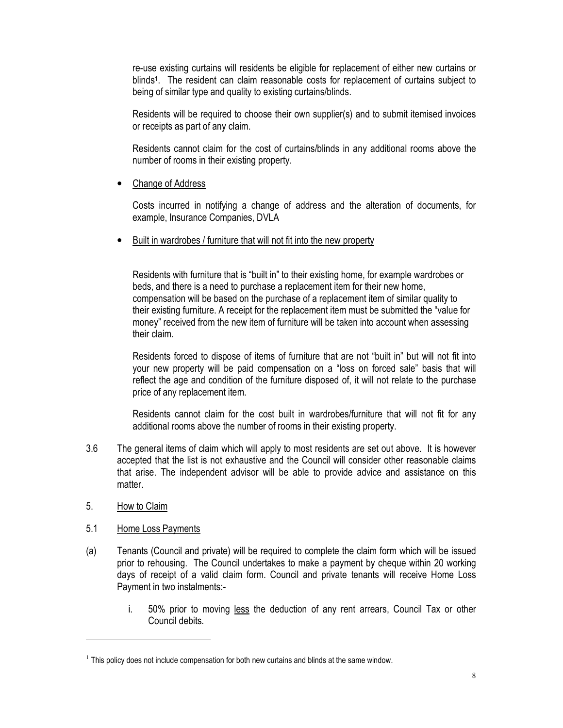re-use existing curtains will residents be eligible for replacement of either new curtains or blinds[1]. The resident can claim reasonable costs for replacement of curtains subject to being of similar type and quality to existing curtains/blinds.

Residents will be required to choose their own supplier(s) and to submit itemised invoices or receipts as part of any claim.

Residents cannot claim for the cost of curtains/blinds in any additional rooms above the number of rooms in their existing property.

- Change of Address

  Costs incurred in notifying a change of address and the alteration of documents, for example, Insurance Companies, DVLA

- Built in wardrobes / furniture that will not fit into the new property

  Residents with furniture that is "built in" to their existing home, for example wardrobes or beds, and there is a need to purchase a replacement item for their new home, compensation will be based on the purchase of a replacement item of similar quality to their existing furniture. A receipt for the replacement item must be submitted the "value for money" received from the new item of furniture will be taken into account when assessing their claim.

  Residents forced to dispose of items of furniture that are not "built in" but will not fit into your new property will be paid compensation on a "loss on forced sale" basis that will reflect the age and condition of the furniture disposed of, it will not relate to the purchase price of any replacement item.

  Residents cannot claim for the cost built in wardrobes/furniture that will not fit for any additional rooms above the number of rooms in their existing property.

3.6 The general items of claim which will apply to most residents are set out above. It is however accepted that the list is not exhaustive and the Council will consider other reasonable claims that arise. The independent advisor will be able to provide advice and assistance on this matter.

5. How to Claim

5.1 Home Loss Payments

(a) Tenants (Council and private) will be required to complete the claim form which will be issued prior to rehousing. The Council undertakes to make a payment by cheque within 20 working days of receipt of a valid claim form. Council and private tenants will receive Home Loss Payment in two instalments:-

   i. 50% prior to moving less the deduction of any rent arrears, Council Tax or other Council debits.

[1] This policy does not include compensation for both new curtains and blinds at the same window.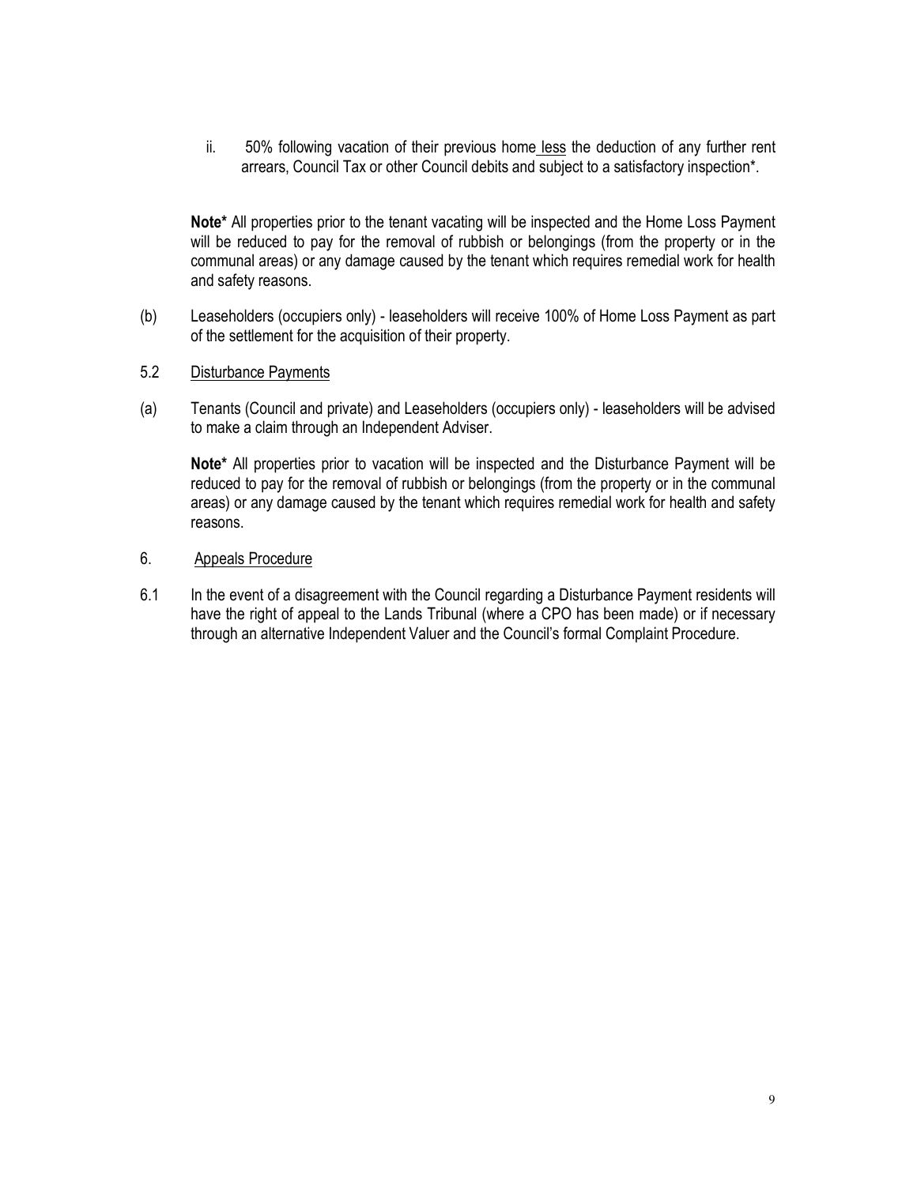ii. 50% following vacation of their previous home <u>less</u> the deduction of any further rent arrears, Council Tax or other Council debits and subject to a satisfactory inspection*.

**Note*** All properties prior to the tenant vacating will be inspected and the Home Loss Payment will be reduced to pay for the removal of rubbish or belongings (from the property or in the communal areas) or any damage caused by the tenant which requires remedial work for health and safety reasons.

(b) Leaseholders (occupiers only) - leaseholders will receive 100% of Home Loss Payment as part of the settlement for the acquisition of their property.

5.2 <u>Disturbance Payments</u>

(a) Tenants (Council and private) and Leaseholders (occupiers only) - leaseholders will be advised to make a claim through an Independent Adviser.

**Note*** All properties prior to vacation will be inspected and the Disturbance Payment will be reduced to pay for the removal of rubbish or belongings (from the property or in the communal areas) or any damage caused by the tenant which requires remedial work for health and safety reasons.

6. <u>Appeals Procedure</u>

6.1 In the event of a disagreement with the Council regarding a Disturbance Payment residents will have the right of appeal to the Lands Tribunal (where a CPO has been made) or if necessary through an alternative Independent Valuer and the Council's formal Complaint Procedure.